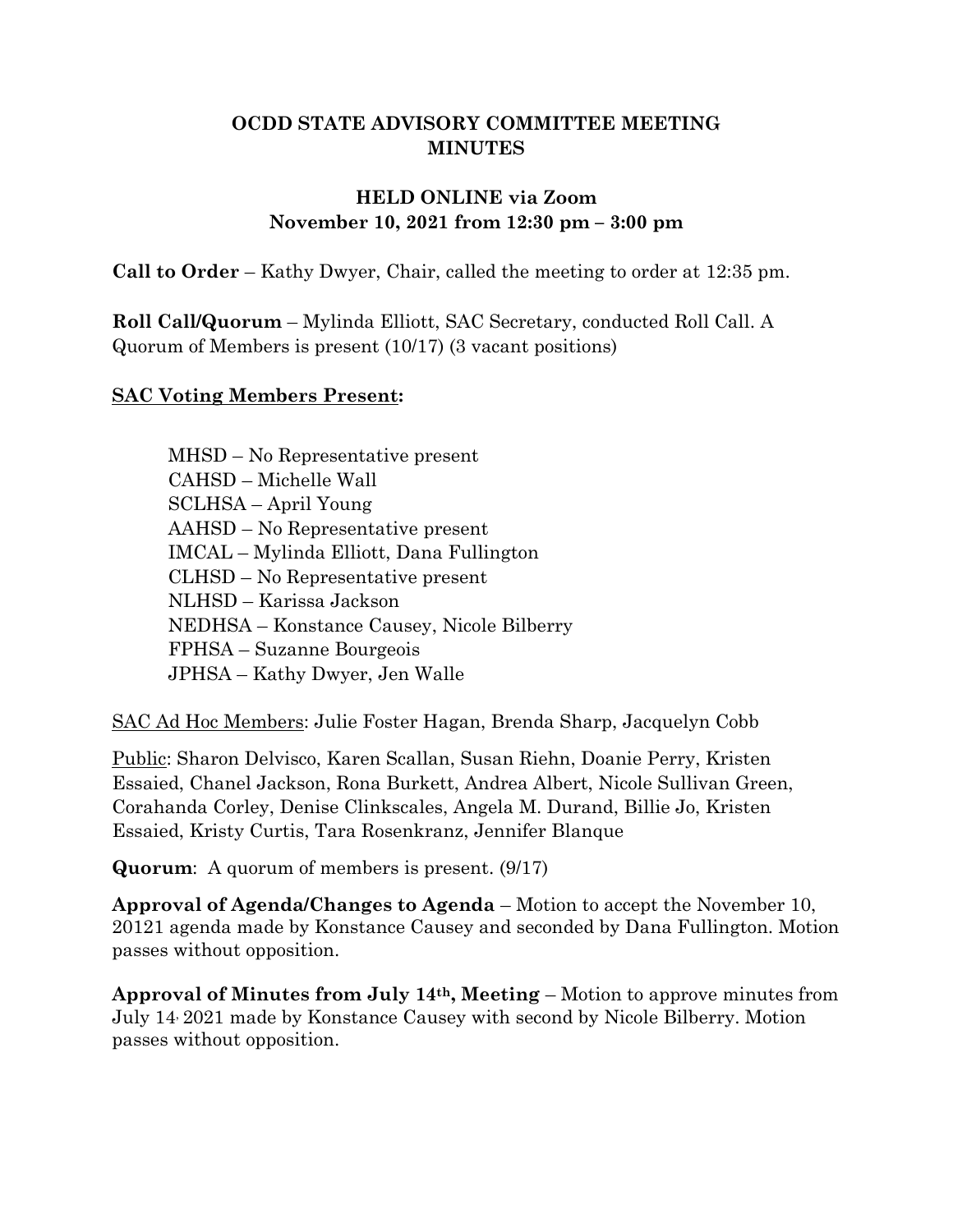# OCDD STATE ADVISORY COMMITTEE MEETING MINUTES

## HELD ONLINE via Zoom
## November 10, 2021 from 12:30 pm – 3:00 pm

**Call to Order** – Kathy Dwyer, Chair, called the meeting to order at 12:35 pm.

**Roll Call/Quorum** – Mylinda Elliott, SAC Secretary, conducted Roll Call. A Quorum of Members is present (10/17) (3 vacant positions)

**<u>SAC Voting Members Present</u>:**

MHSD – No Representative present
CAHSD – Michelle Wall
SCLHSA – April Young
AAHSD – No Representative present
IMCAL – Mylinda Elliott, Dana Fullington
CLHSD – No Representative present
NLHSD – Karissa Jackson
NEDHSA – Konstance Causey, Nicole Bilberry
FPHSA – Suzanne Bourgeois
JPHSA – Kathy Dwyer, Jen Walle

<u>SAC Ad Hoc Members</u>: Julie Foster Hagan, Brenda Sharp, Jacquelyn Cobb

<u>Public</u>: Sharon Delvisco, Karen Scallan, Susan Riehn, Doanie Perry, Kristen Essaied, Chanel Jackson, Rona Burkett, Andrea Albert, Nicole Sullivan Green, Corahanda Corley, Denise Clinkscales, Angela M. Durand, Billie Jo, Kristen Essaied, Kristy Curtis, Tara Rosenkranz, Jennifer Blanque

**Quorum**: A quorum of members is present. (9/17)

**Approval of Agenda/Changes to Agenda** – Motion to accept the November 10, 20121 agenda made by Konstance Causey and seconded by Dana Fullington. Motion passes without opposition.

**Approval of Minutes from July 14th, Meeting** – Motion to approve minutes from July 14, 2021 made by Konstance Causey with second by Nicole Bilberry. Motion passes without opposition.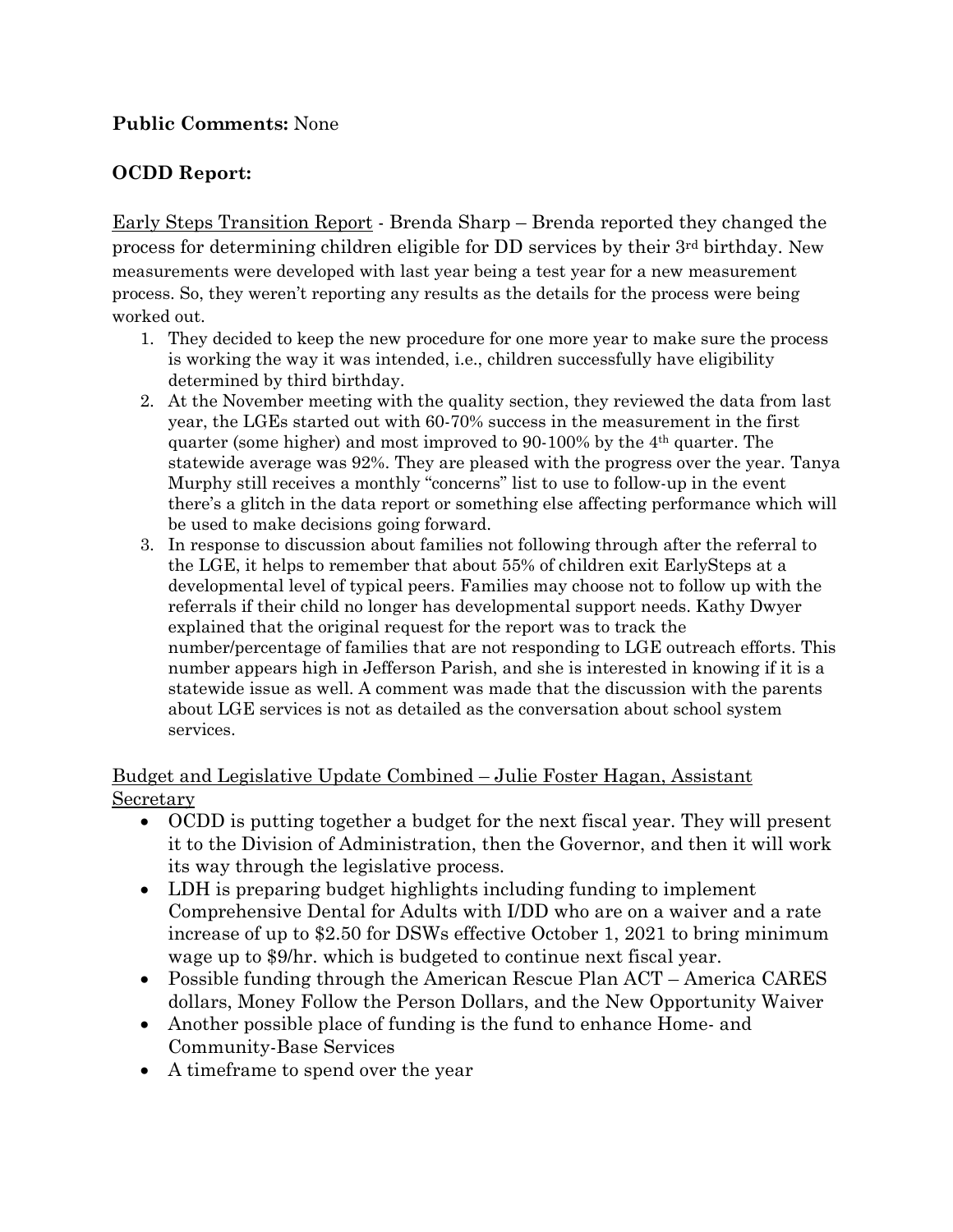**Public Comments:** None

**OCDD Report:**

Early Steps Transition Report - Brenda Sharp – Brenda reported they changed the process for determining children eligible for DD services by their 3rd birthday. New measurements were developed with last year being a test year for a new measurement process. So, they weren't reporting any results as the details for the process were being worked out.

1. They decided to keep the new procedure for one more year to make sure the process is working the way it was intended, i.e., children successfully have eligibility determined by third birthday.
2. At the November meeting with the quality section, they reviewed the data from last year, the LGEs started out with 60-70% success in the measurement in the first quarter (some higher) and most improved to 90-100% by the 4th quarter. The statewide average was 92%. They are pleased with the progress over the year. Tanya Murphy still receives a monthly "concerns" list to use to follow-up in the event there's a glitch in the data report or something else affecting performance which will be used to make decisions going forward.
3. In response to discussion about families not following through after the referral to the LGE, it helps to remember that about 55% of children exit EarlySteps at a developmental level of typical peers. Families may choose not to follow up with the referrals if their child no longer has developmental support needs. Kathy Dwyer explained that the original request for the report was to track the number/percentage of families that are not responding to LGE outreach efforts. This number appears high in Jefferson Parish, and she is interested in knowing if it is a statewide issue as well. A comment was made that the discussion with the parents about LGE services is not as detailed as the conversation about school system services.

Budget and Legislative Update Combined – Julie Foster Hagan, Assistant Secretary

- OCDD is putting together a budget for the next fiscal year. They will present it to the Division of Administration, then the Governor, and then it will work its way through the legislative process.
- LDH is preparing budget highlights including funding to implement Comprehensive Dental for Adults with I/DD who are on a waiver and a rate increase of up to $2.50 for DSWs effective October 1, 2021 to bring minimum wage up to $9/hr. which is budgeted to continue next fiscal year.
- Possible funding through the American Rescue Plan ACT – America CARES dollars, Money Follow the Person Dollars, and the New Opportunity Waiver
- Another possible place of funding is the fund to enhance Home- and Community-Base Services
- A timeframe to spend over the year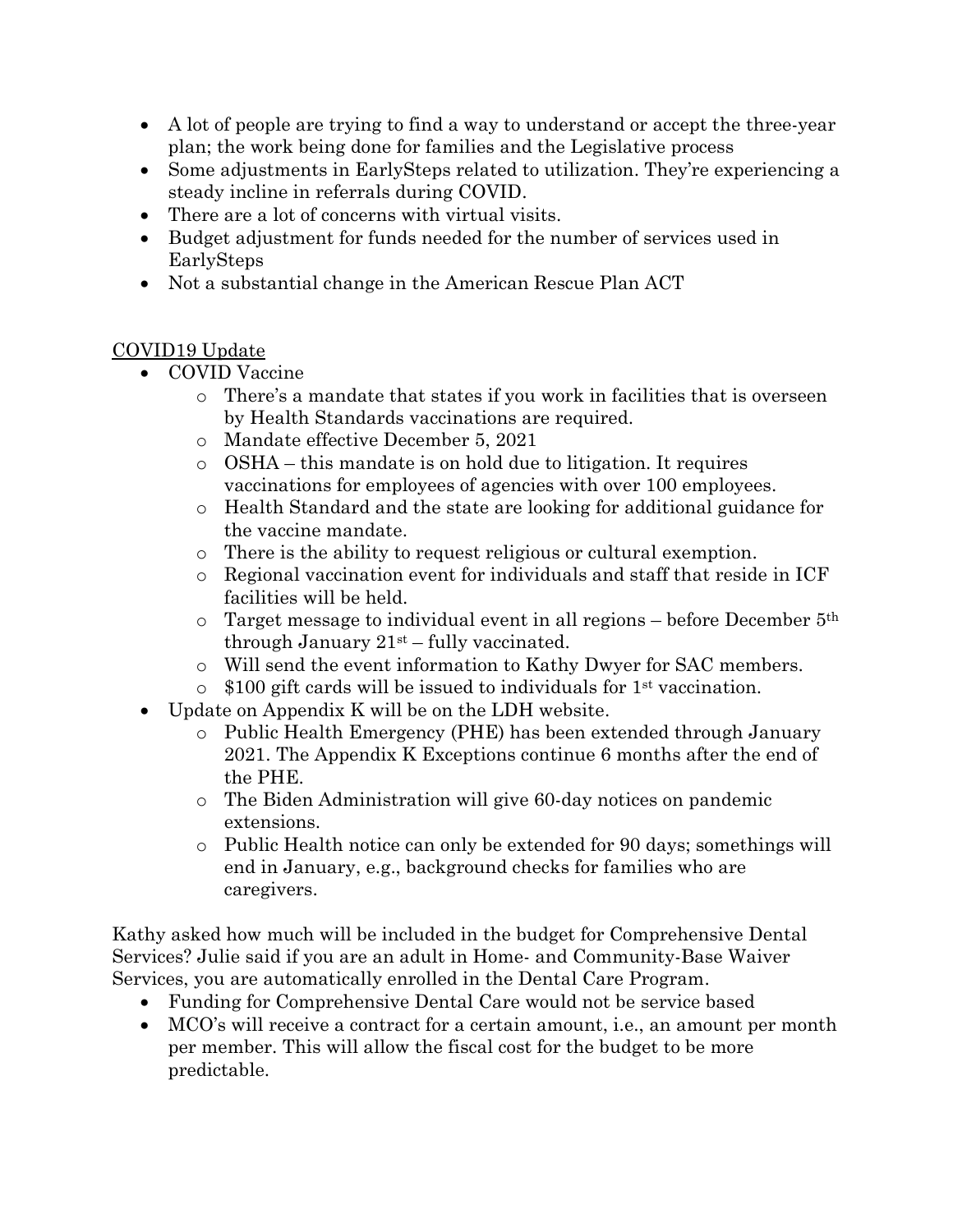- A lot of people are trying to find a way to understand or accept the three-year plan; the work being done for families and the Legislative process
- Some adjustments in EarlySteps related to utilization. They're experiencing a steady incline in referrals during COVID.
- There are a lot of concerns with virtual visits.
- Budget adjustment for funds needed for the number of services used in EarlySteps
- Not a substantial change in the American Rescue Plan ACT

<u>COVID19 Update</u>

- COVID Vaccine
  - There's a mandate that states if you work in facilities that is overseen by Health Standards vaccinations are required.
  - Mandate effective December 5, 2021
  - OSHA – this mandate is on hold due to litigation. It requires vaccinations for employees of agencies with over 100 employees.
  - Health Standard and the state are looking for additional guidance for the vaccine mandate.
  - There is the ability to request religious or cultural exemption.
  - Regional vaccination event for individuals and staff that reside in ICF facilities will be held.
  - Target message to individual event in all regions – before December 5th through January 21st – fully vaccinated.
  - Will send the event information to Kathy Dwyer for SAC members.
  - $100 gift cards will be issued to individuals for 1st vaccination.
- Update on Appendix K will be on the LDH website.
  - Public Health Emergency (PHE) has been extended through January 2021. The Appendix K Exceptions continue 6 months after the end of the PHE.
  - The Biden Administration will give 60-day notices on pandemic extensions.
  - Public Health notice can only be extended for 90 days; somethings will end in January, e.g., background checks for families who are caregivers.

Kathy asked how much will be included in the budget for Comprehensive Dental Services? Julie said if you are an adult in Home- and Community-Base Waiver Services, you are automatically enrolled in the Dental Care Program.

- Funding for Comprehensive Dental Care would not be service based
- MCO's will receive a contract for a certain amount, i.e., an amount per month per member. This will allow the fiscal cost for the budget to be more predictable.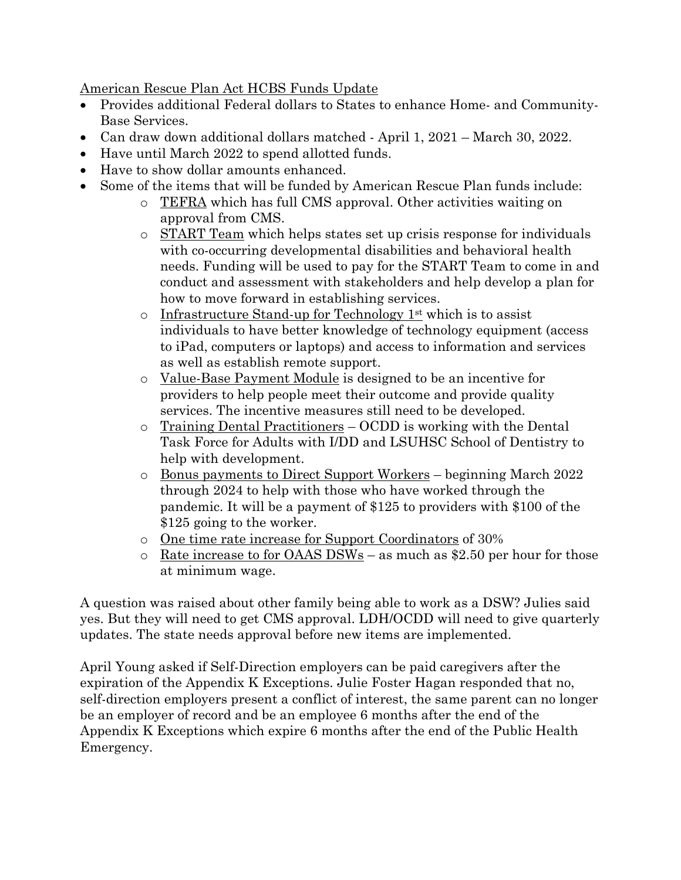American Rescue Plan Act HCBS Funds Update

- Provides additional Federal dollars to States to enhance Home- and Community-Base Services.
- Can draw down additional dollars matched - April 1, 2021 – March 30, 2022.
- Have until March 2022 to spend allotted funds.
- Have to show dollar amounts enhanced.
- Some of the items that will be funded by American Rescue Plan funds include:
  - TEFRA which has full CMS approval. Other activities waiting on approval from CMS.
  - START Team which helps states set up crisis response for individuals with co-occurring developmental disabilities and behavioral health needs. Funding will be used to pay for the START Team to come in and conduct and assessment with stakeholders and help develop a plan for how to move forward in establishing services.
  - Infrastructure Stand-up for Technology 1st which is to assist individuals to have better knowledge of technology equipment (access to iPad, computers or laptops) and access to information and services as well as establish remote support.
  - Value-Base Payment Module is designed to be an incentive for providers to help people meet their outcome and provide quality services. The incentive measures still need to be developed.
  - Training Dental Practitioners – OCDD is working with the Dental Task Force for Adults with I/DD and LSUHSC School of Dentistry to help with development.
  - Bonus payments to Direct Support Workers – beginning March 2022 through 2024 to help with those who have worked through the pandemic. It will be a payment of $125 to providers with $100 of the $125 going to the worker.
  - One time rate increase for Support Coordinators of 30%
  - Rate increase to for OAAS DSWs – as much as $2.50 per hour for those at minimum wage.

A question was raised about other family being able to work as a DSW? Julies said yes. But they will need to get CMS approval. LDH/OCDD will need to give quarterly updates. The state needs approval before new items are implemented.

April Young asked if Self-Direction employers can be paid caregivers after the expiration of the Appendix K Exceptions. Julie Foster Hagan responded that no, self-direction employers present a conflict of interest, the same parent can no longer be an employer of record and be an employee 6 months after the end of the Appendix K Exceptions which expire 6 months after the end of the Public Health Emergency.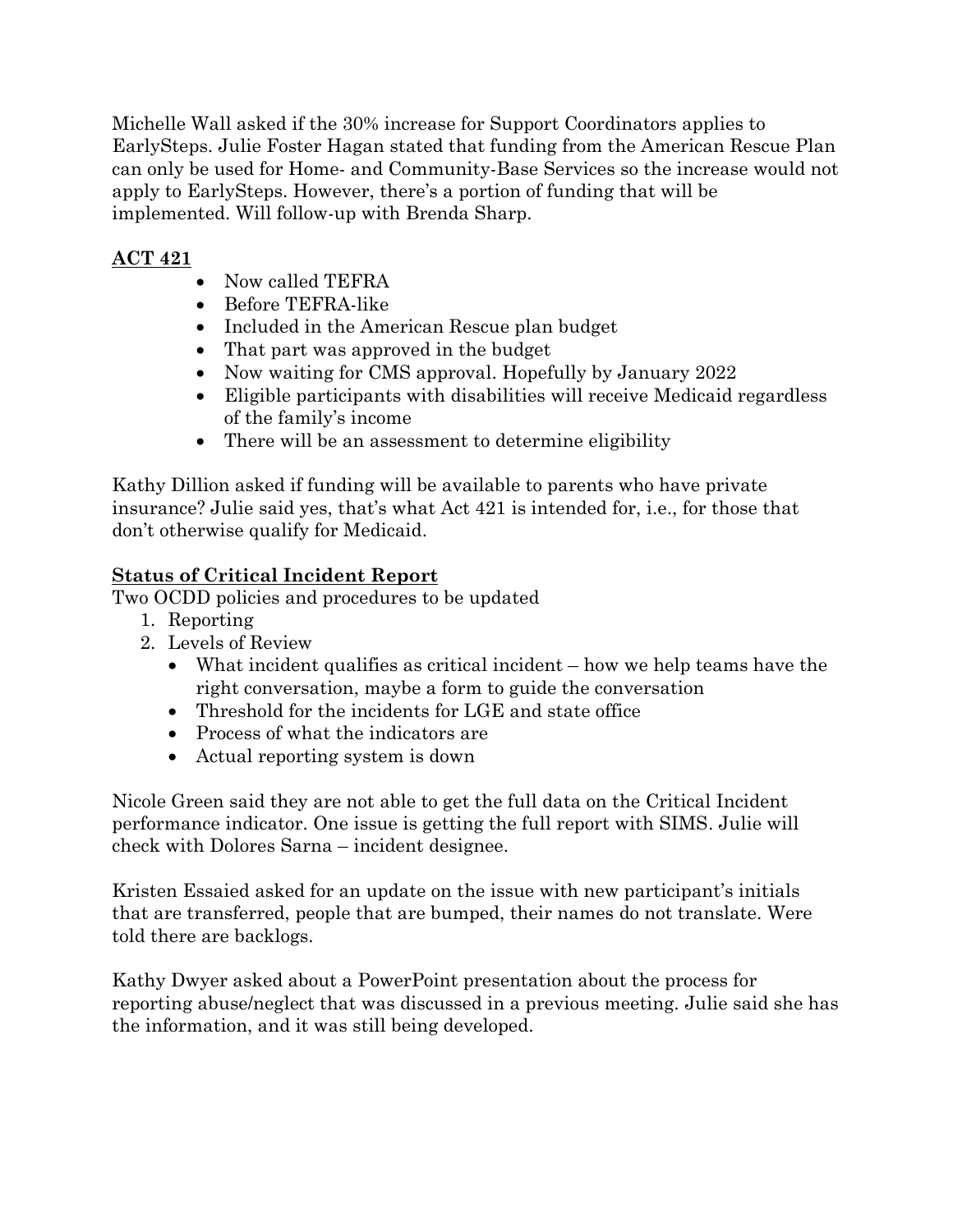Michelle Wall asked if the 30% increase for Support Coordinators applies to EarlySteps. Julie Foster Hagan stated that funding from the American Rescue Plan can only be used for Home- and Community-Base Services so the increase would not apply to EarlySteps. However, there's a portion of funding that will be implemented. Will follow-up with Brenda Sharp.

**ACT 421**

- Now called TEFRA
- Before TEFRA-like
- Included in the American Rescue plan budget
- That part was approved in the budget
- Now waiting for CMS approval. Hopefully by January 2022
- Eligible participants with disabilities will receive Medicaid regardless of the family's income
- There will be an assessment to determine eligibility

Kathy Dillion asked if funding will be available to parents who have private insurance? Julie said yes, that's what Act 421 is intended for, i.e., for those that don't otherwise qualify for Medicaid.

**Status of Critical Incident Report**

Two OCDD policies and procedures to be updated

1. Reporting
2. Levels of Review
   - What incident qualifies as critical incident – how we help teams have the right conversation, maybe a form to guide the conversation
   - Threshold for the incidents for LGE and state office
   - Process of what the indicators are
   - Actual reporting system is down

Nicole Green said they are not able to get the full data on the Critical Incident performance indicator. One issue is getting the full report with SIMS. Julie will check with Dolores Sarna – incident designee.

Kristen Essaied asked for an update on the issue with new participant's initials that are transferred, people that are bumped, their names do not translate. Were told there are backlogs.

Kathy Dwyer asked about a PowerPoint presentation about the process for reporting abuse/neglect that was discussed in a previous meeting. Julie said she has the information, and it was still being developed.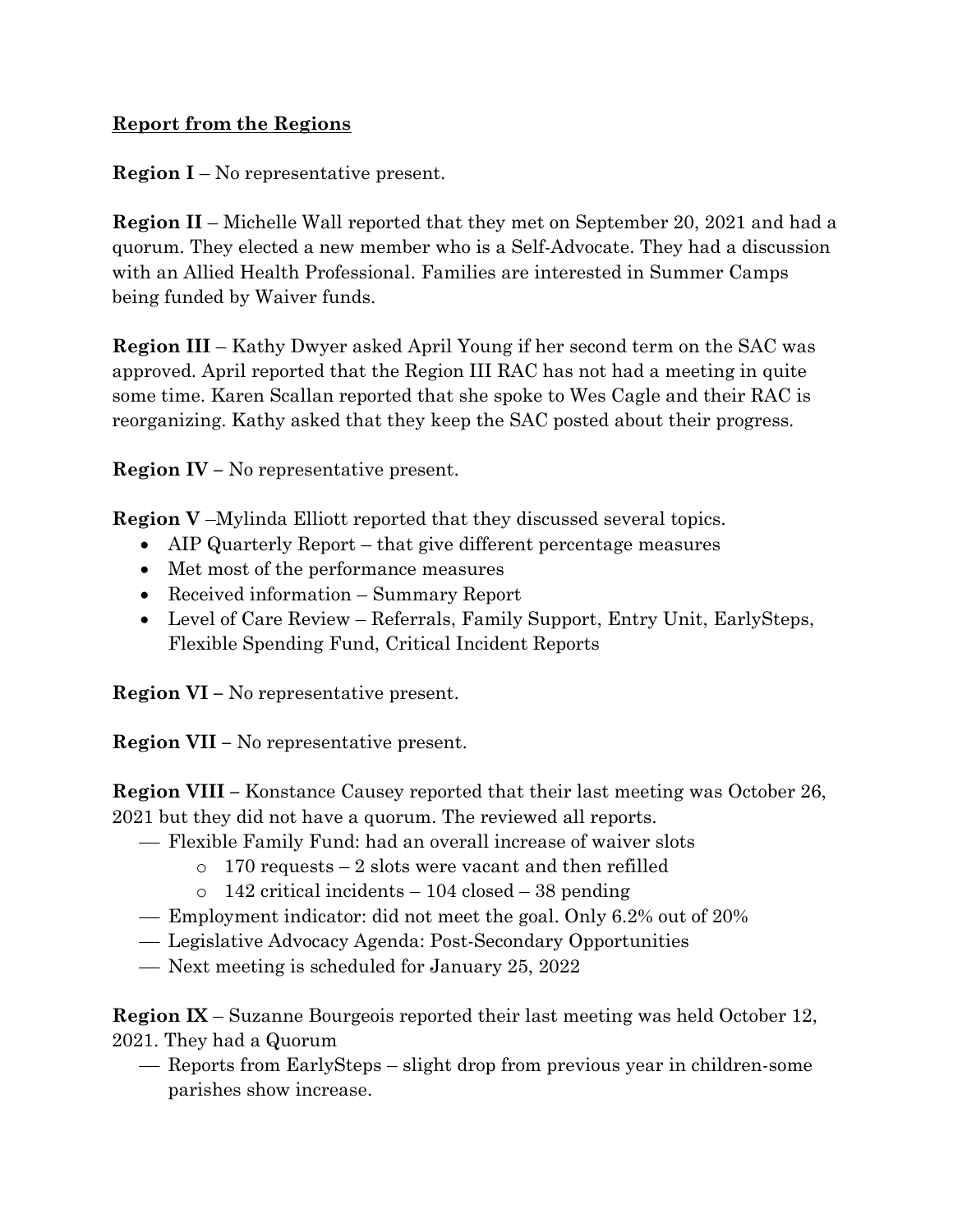**Report from the Regions**

**Region I** – No representative present.

**Region II** – Michelle Wall reported that they met on September 20, 2021 and had a quorum. They elected a new member who is a Self-Advocate. They had a discussion with an Allied Health Professional. Families are interested in Summer Camps being funded by Waiver funds.

**Region III** – Kathy Dwyer asked April Young if her second term on the SAC was approved. April reported that the Region III RAC has not had a meeting in quite some time. Karen Scallan reported that she spoke to Wes Cagle and their RAC is reorganizing. Kathy asked that they keep the SAC posted about their progress.

**Region IV –** No representative present.

**Region V** –Mylinda Elliott reported that they discussed several topics.

- AIP Quarterly Report – that give different percentage measures
- Met most of the performance measures
- Received information – Summary Report
- Level of Care Review – Referrals, Family Support, Entry Unit, EarlySteps, Flexible Spending Fund, Critical Incident Reports

**Region VI –** No representative present.

**Region VII –** No representative present.

**Region VIII –** Konstance Causey reported that their last meeting was October 26, 2021 but they did not have a quorum. The reviewed all reports.

- Flexible Family Fund: had an overall increase of waiver slots
  - 170 requests – 2 slots were vacant and then refilled
  - 142 critical incidents – 104 closed – 38 pending
- Employment indicator: did not meet the goal. Only 6.2% out of 20%
- Legislative Advocacy Agenda: Post-Secondary Opportunities
- Next meeting is scheduled for January 25, 2022

**Region IX** – Suzanne Bourgeois reported their last meeting was held October 12, 2021. They had a Quorum

- Reports from EarlySteps – slight drop from previous year in children-some parishes show increase.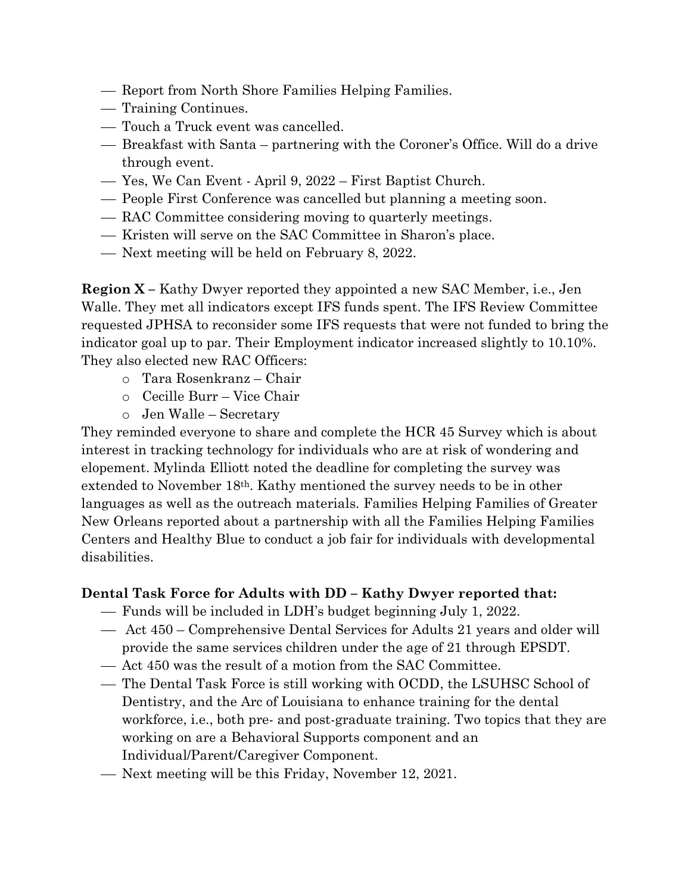- Report from North Shore Families Helping Families.
- Training Continues.
- Touch a Truck event was cancelled.
- Breakfast with Santa – partnering with the Coroner's Office. Will do a drive through event.
- Yes, We Can Event - April 9, 2022 – First Baptist Church.
- People First Conference was cancelled but planning a meeting soon.
- RAC Committee considering moving to quarterly meetings.
- Kristen will serve on the SAC Committee in Sharon's place.
- Next meeting will be held on February 8, 2022.

**Region X –** Kathy Dwyer reported they appointed a new SAC Member, i.e., Jen Walle. They met all indicators except IFS funds spent. The IFS Review Committee requested JPHSA to reconsider some IFS requests that were not funded to bring the indicator goal up to par. Their Employment indicator increased slightly to 10.10%. They also elected new RAC Officers:

- Tara Rosenkranz – Chair
- Cecille Burr – Vice Chair
- Jen Walle – Secretary

They reminded everyone to share and complete the HCR 45 Survey which is about interest in tracking technology for individuals who are at risk of wondering and elopement. Mylinda Elliott noted the deadline for completing the survey was extended to November 18th. Kathy mentioned the survey needs to be in other languages as well as the outreach materials. Families Helping Families of Greater New Orleans reported about a partnership with all the Families Helping Families Centers and Healthy Blue to conduct a job fair for individuals with developmental disabilities.

**Dental Task Force for Adults with DD – Kathy Dwyer reported that:**

- Funds will be included in LDH's budget beginning July 1, 2022.
- Act 450 – Comprehensive Dental Services for Adults 21 years and older will provide the same services children under the age of 21 through EPSDT.
- Act 450 was the result of a motion from the SAC Committee.
- The Dental Task Force is still working with OCDD, the LSUHSC School of Dentistry, and the Arc of Louisiana to enhance training for the dental workforce, i.e., both pre- and post-graduate training. Two topics that they are working on are a Behavioral Supports component and an Individual/Parent/Caregiver Component.
- Next meeting will be this Friday, November 12, 2021.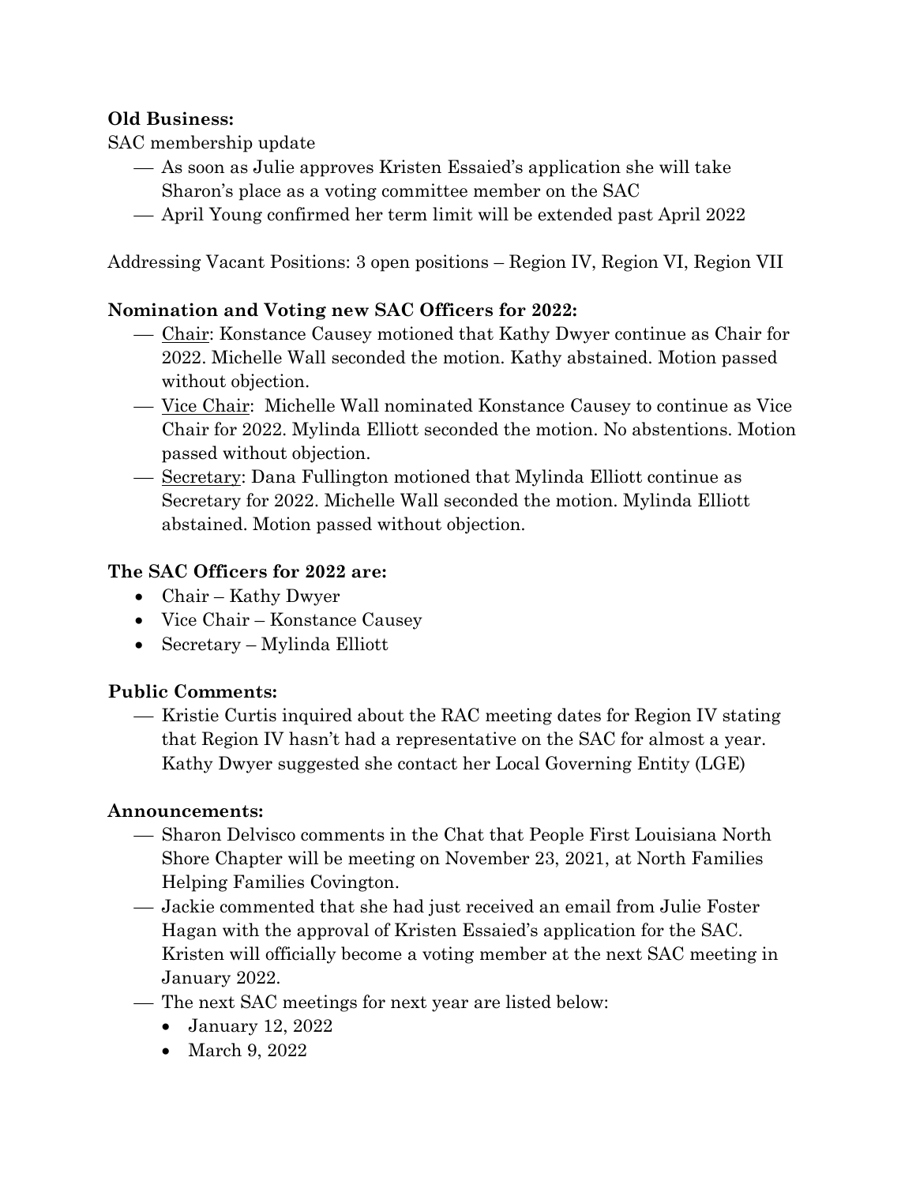**Old Business:**

SAC membership update

- As soon as Julie approves Kristen Essaied's application she will take Sharon's place as a voting committee member on the SAC
- April Young confirmed her term limit will be extended past April 2022

Addressing Vacant Positions: 3 open positions – Region IV, Region VI, Region VII

**Nomination and Voting new SAC Officers for 2022:**

- <u>Chair</u>: Konstance Causey motioned that Kathy Dwyer continue as Chair for 2022. Michelle Wall seconded the motion. Kathy abstained. Motion passed without objection.
- <u>Vice Chair</u>: Michelle Wall nominated Konstance Causey to continue as Vice Chair for 2022. Mylinda Elliott seconded the motion. No abstentions. Motion passed without objection.
- <u>Secretary</u>: Dana Fullington motioned that Mylinda Elliott continue as Secretary for 2022. Michelle Wall seconded the motion. Mylinda Elliott abstained. Motion passed without objection.

**The SAC Officers for 2022 are:**

- Chair – Kathy Dwyer
- Vice Chair – Konstance Causey
- Secretary – Mylinda Elliott

**Public Comments:**

- Kristie Curtis inquired about the RAC meeting dates for Region IV stating that Region IV hasn't had a representative on the SAC for almost a year. Kathy Dwyer suggested she contact her Local Governing Entity (LGE)

**Announcements:**

- Sharon Delvisco comments in the Chat that People First Louisiana North Shore Chapter will be meeting on November 23, 2021, at North Families Helping Families Covington.
- Jackie commented that she had just received an email from Julie Foster Hagan with the approval of Kristen Essaied's application for the SAC. Kristen will officially become a voting member at the next SAC meeting in January 2022.
- The next SAC meetings for next year are listed below:
  - January 12, 2022
  - March 9, 2022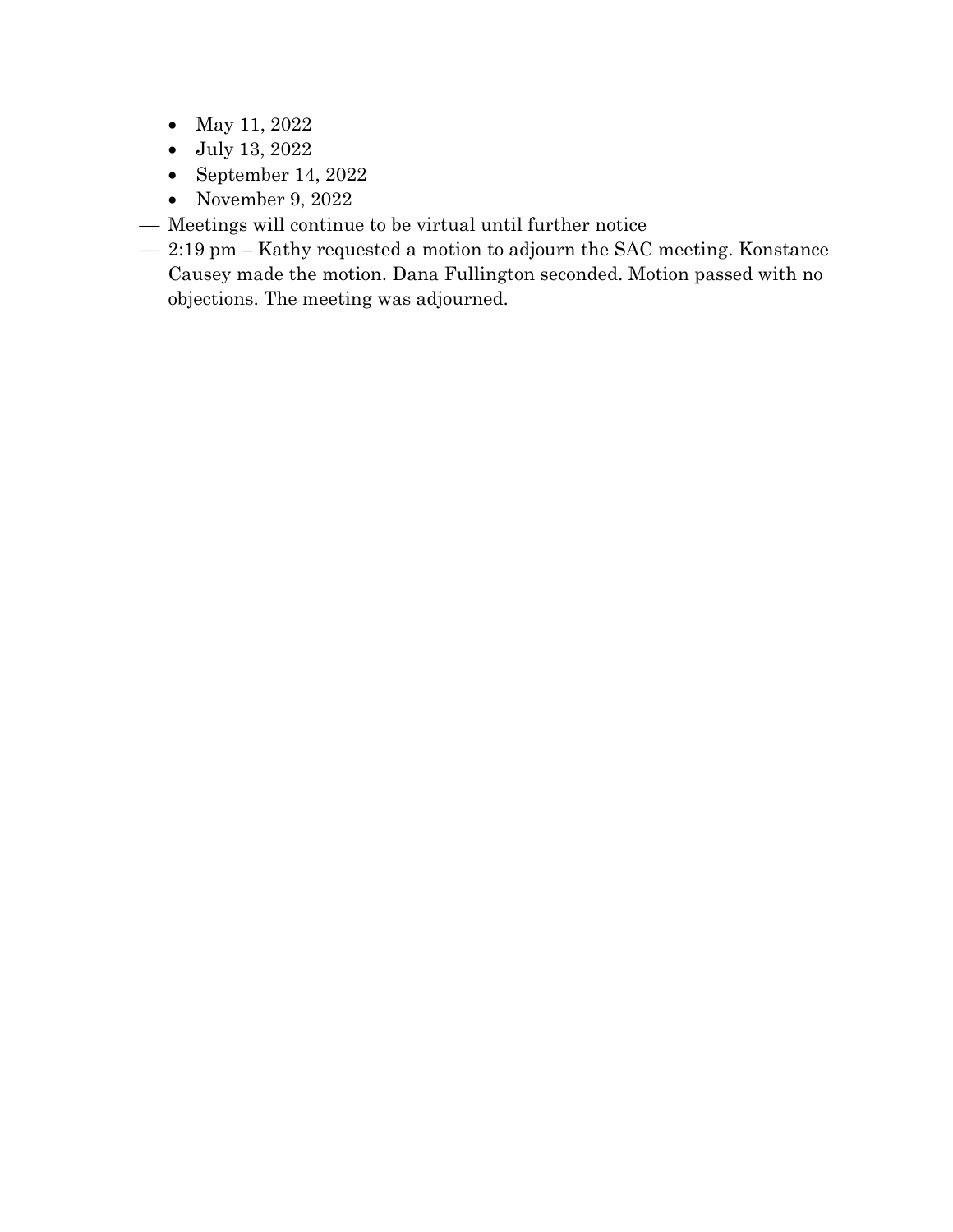- May 11, 2022
  - July 13, 2022
  - September 14, 2022
  - November 9, 2022
- Meetings will continue to be virtual until further notice
- 2:19 pm – Kathy requested a motion to adjourn the SAC meeting. Konstance Causey made the motion. Dana Fullington seconded. Motion passed with no objections. The meeting was adjourned.